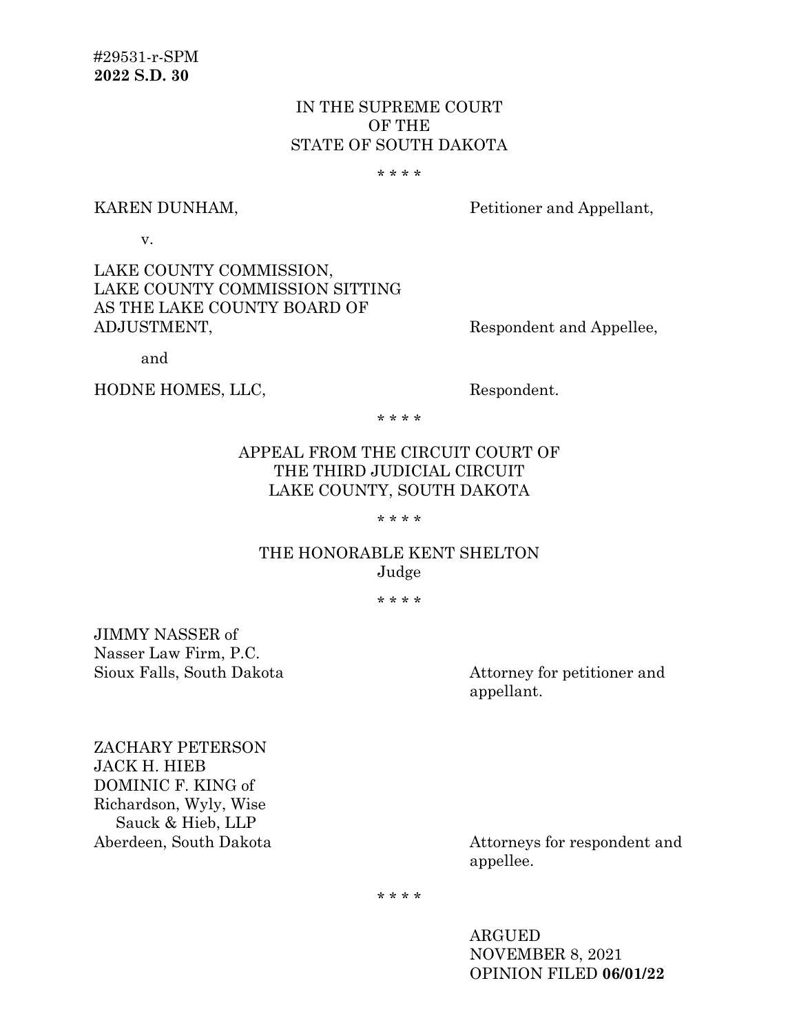#29531-r-SPM
**2022 S.D. 30**

IN THE SUPREME COURT
OF THE
STATE OF SOUTH DAKOTA

* * * *

KAREN DUNHAM, Petitioner and Appellant,

v.

LAKE COUNTY COMMISSION,
LAKE COUNTY COMMISSION SITTING
AS THE LAKE COUNTY BOARD OF
ADJUSTMENT, Respondent and Appellee,

and

HODNE HOMES, LLC, Respondent.

* * * *

APPEAL FROM THE CIRCUIT COURT OF
THE THIRD JUDICIAL CIRCUIT
LAKE COUNTY, SOUTH DAKOTA

* * * *

THE HONORABLE KENT SHELTON
Judge

* * * *

JIMMY NASSER of
Nasser Law Firm, P.C.
Sioux Falls, South Dakota

Attorney for petitioner and appellant.

ZACHARY PETERSON
JACK H. HIEB
DOMINIC F. KING of
Richardson, Wyly, Wise
Sauck & Hieb, LLP
Aberdeen, South Dakota

Attorneys for respondent and appellee.

* * * *

ARGUED
NOVEMBER 8, 2021
OPINION FILED **06/01/22**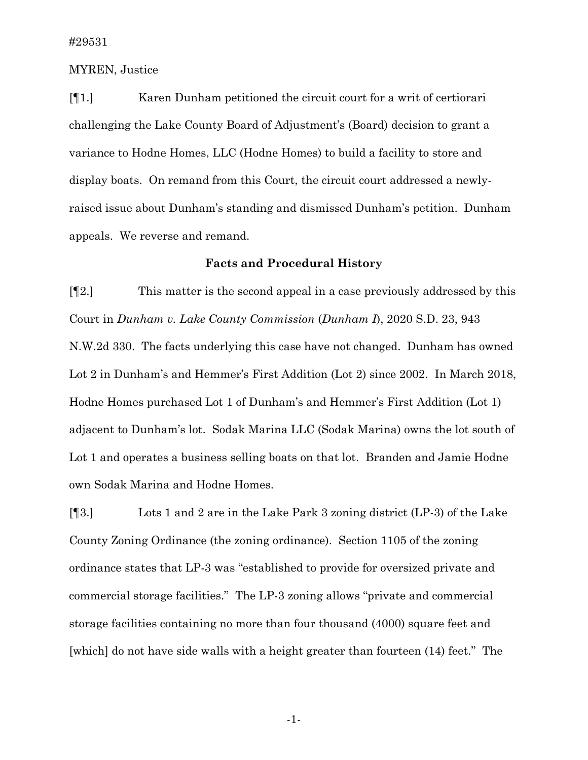#29531

MYREN, Justice

[¶1.] Karen Dunham petitioned the circuit court for a writ of certiorari challenging the Lake County Board of Adjustment's (Board) decision to grant a variance to Hodne Homes, LLC (Hodne Homes) to build a facility to store and display boats. On remand from this Court, the circuit court addressed a newly-raised issue about Dunham's standing and dismissed Dunham's petition. Dunham appeals. We reverse and remand.

## Facts and Procedural History

[¶2.] This matter is the second appeal in a case previously addressed by this Court in *Dunham v. Lake County Commission* (*Dunham I*), 2020 S.D. 23, 943 N.W.2d 330. The facts underlying this case have not changed. Dunham has owned Lot 2 in Dunham's and Hemmer's First Addition (Lot 2) since 2002. In March 2018, Hodne Homes purchased Lot 1 of Dunham's and Hemmer's First Addition (Lot 1) adjacent to Dunham's lot. Sodak Marina LLC (Sodak Marina) owns the lot south of Lot 1 and operates a business selling boats on that lot. Branden and Jamie Hodne own Sodak Marina and Hodne Homes.

[¶3.] Lots 1 and 2 are in the Lake Park 3 zoning district (LP-3) of the Lake County Zoning Ordinance (the zoning ordinance). Section 1105 of the zoning ordinance states that LP-3 was "established to provide for oversized private and commercial storage facilities." The LP-3 zoning allows "private and commercial storage facilities containing no more than four thousand (4000) square feet and [which] do not have side walls with a height greater than fourteen (14) feet." The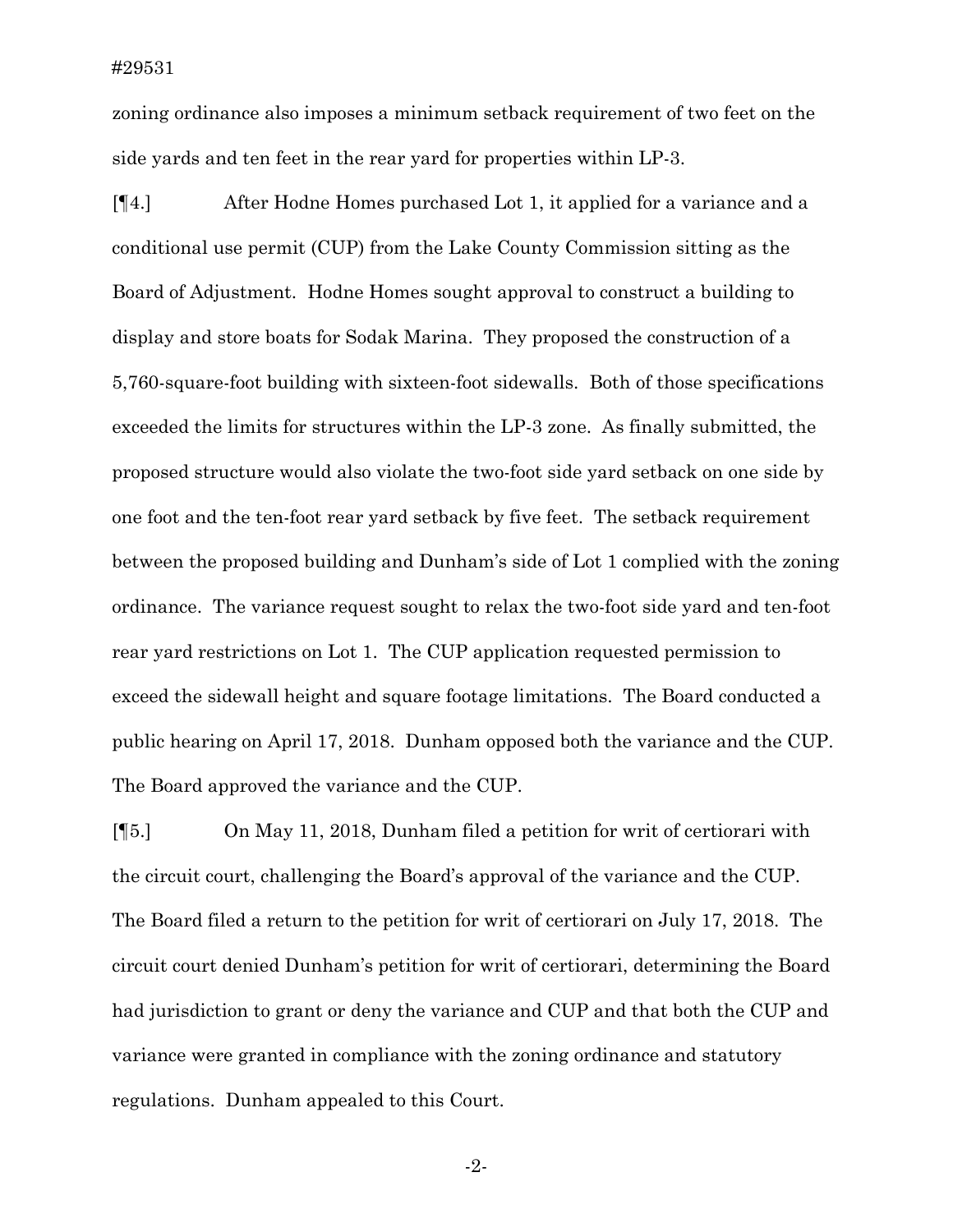zoning ordinance also imposes a minimum setback requirement of two feet on the side yards and ten feet in the rear yard for properties within LP-3.

[¶4.] After Hodne Homes purchased Lot 1, it applied for a variance and a conditional use permit (CUP) from the Lake County Commission sitting as the Board of Adjustment. Hodne Homes sought approval to construct a building to display and store boats for Sodak Marina. They proposed the construction of a 5,760-square-foot building with sixteen-foot sidewalls. Both of those specifications exceeded the limits for structures within the LP-3 zone. As finally submitted, the proposed structure would also violate the two-foot side yard setback on one side by one foot and the ten-foot rear yard setback by five feet. The setback requirement between the proposed building and Dunham's side of Lot 1 complied with the zoning ordinance. The variance request sought to relax the two-foot side yard and ten-foot rear yard restrictions on Lot 1. The CUP application requested permission to exceed the sidewall height and square footage limitations. The Board conducted a public hearing on April 17, 2018. Dunham opposed both the variance and the CUP. The Board approved the variance and the CUP.

[¶5.] On May 11, 2018, Dunham filed a petition for writ of certiorari with the circuit court, challenging the Board's approval of the variance and the CUP. The Board filed a return to the petition for writ of certiorari on July 17, 2018. The circuit court denied Dunham's petition for writ of certiorari, determining the Board had jurisdiction to grant or deny the variance and CUP and that both the CUP and variance were granted in compliance with the zoning ordinance and statutory regulations. Dunham appealed to this Court.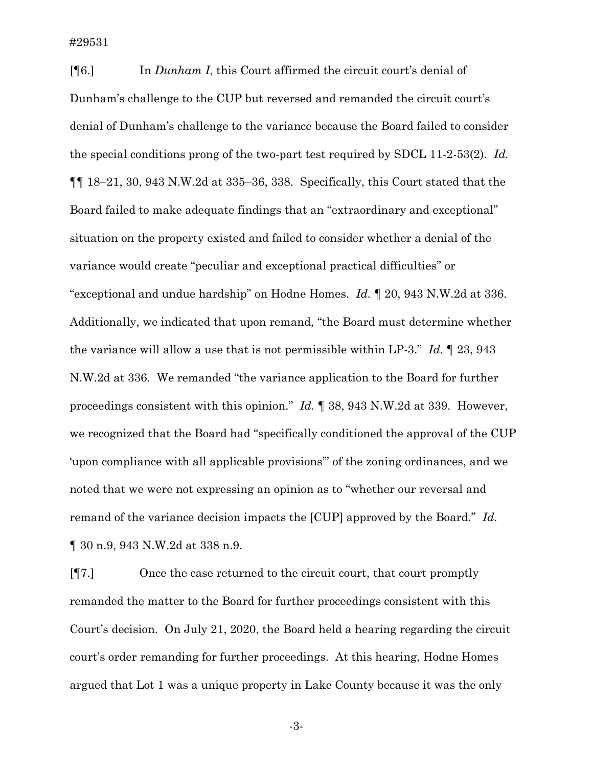[¶6.] In *Dunham I*, this Court affirmed the circuit court's denial of Dunham's challenge to the CUP but reversed and remanded the circuit court's denial of Dunham's challenge to the variance because the Board failed to consider the special conditions prong of the two-part test required by SDCL 11-2-53(2). *Id.* ¶¶ 18–21, 30, 943 N.W.2d at 335–36, 338. Specifically, this Court stated that the Board failed to make adequate findings that an "extraordinary and exceptional" situation on the property existed and failed to consider whether a denial of the variance would create "peculiar and exceptional practical difficulties" or "exceptional and undue hardship" on Hodne Homes. *Id.* ¶ 20, 943 N.W.2d at 336. Additionally, we indicated that upon remand, "the Board must determine whether the variance will allow a use that is not permissible within LP-3." *Id.* ¶ 23, 943 N.W.2d at 336. We remanded "the variance application to the Board for further proceedings consistent with this opinion." *Id.* ¶ 38, 943 N.W.2d at 339. However, we recognized that the Board had "specifically conditioned the approval of the CUP 'upon compliance with all applicable provisions'" of the zoning ordinances, and we noted that we were not expressing an opinion as to "whether our reversal and remand of the variance decision impacts the [CUP] approved by the Board." *Id.* ¶ 30 n.9, 943 N.W.2d at 338 n.9.

[¶7.] Once the case returned to the circuit court, that court promptly remanded the matter to the Board for further proceedings consistent with this Court's decision. On July 21, 2020, the Board held a hearing regarding the circuit court's order remanding for further proceedings. At this hearing, Hodne Homes argued that Lot 1 was a unique property in Lake County because it was the only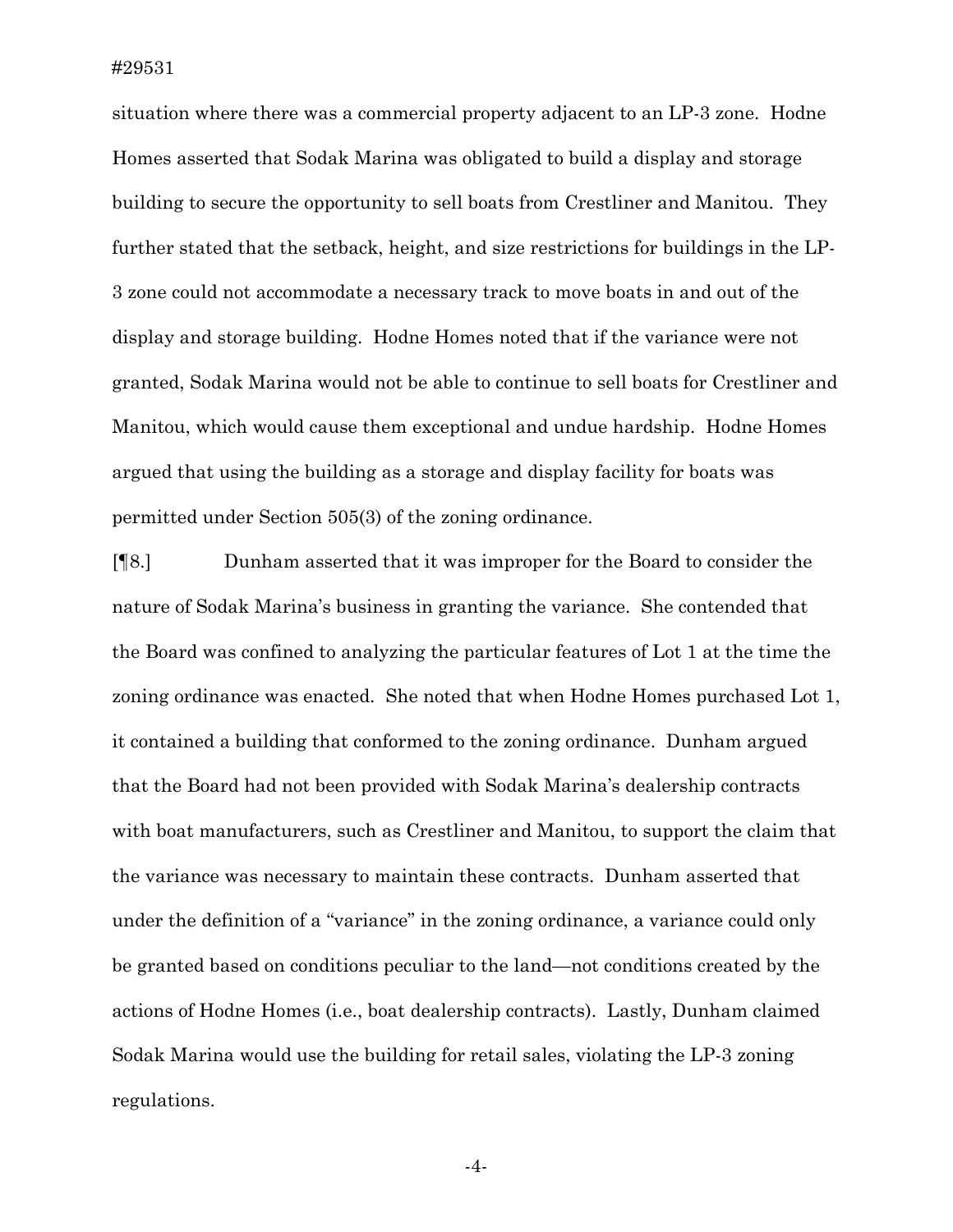situation where there was a commercial property adjacent to an LP-3 zone. Hodne Homes asserted that Sodak Marina was obligated to build a display and storage building to secure the opportunity to sell boats from Crestliner and Manitou. They further stated that the setback, height, and size restrictions for buildings in the LP-3 zone could not accommodate a necessary track to move boats in and out of the display and storage building. Hodne Homes noted that if the variance were not granted, Sodak Marina would not be able to continue to sell boats for Crestliner and Manitou, which would cause them exceptional and undue hardship. Hodne Homes argued that using the building as a storage and display facility for boats was permitted under Section 505(3) of the zoning ordinance.

[¶8.] Dunham asserted that it was improper for the Board to consider the nature of Sodak Marina's business in granting the variance. She contended that the Board was confined to analyzing the particular features of Lot 1 at the time the zoning ordinance was enacted. She noted that when Hodne Homes purchased Lot 1, it contained a building that conformed to the zoning ordinance. Dunham argued that the Board had not been provided with Sodak Marina's dealership contracts with boat manufacturers, such as Crestliner and Manitou, to support the claim that the variance was necessary to maintain these contracts. Dunham asserted that under the definition of a "variance" in the zoning ordinance, a variance could only be granted based on conditions peculiar to the land—not conditions created by the actions of Hodne Homes (i.e., boat dealership contracts). Lastly, Dunham claimed Sodak Marina would use the building for retail sales, violating the LP-3 zoning regulations.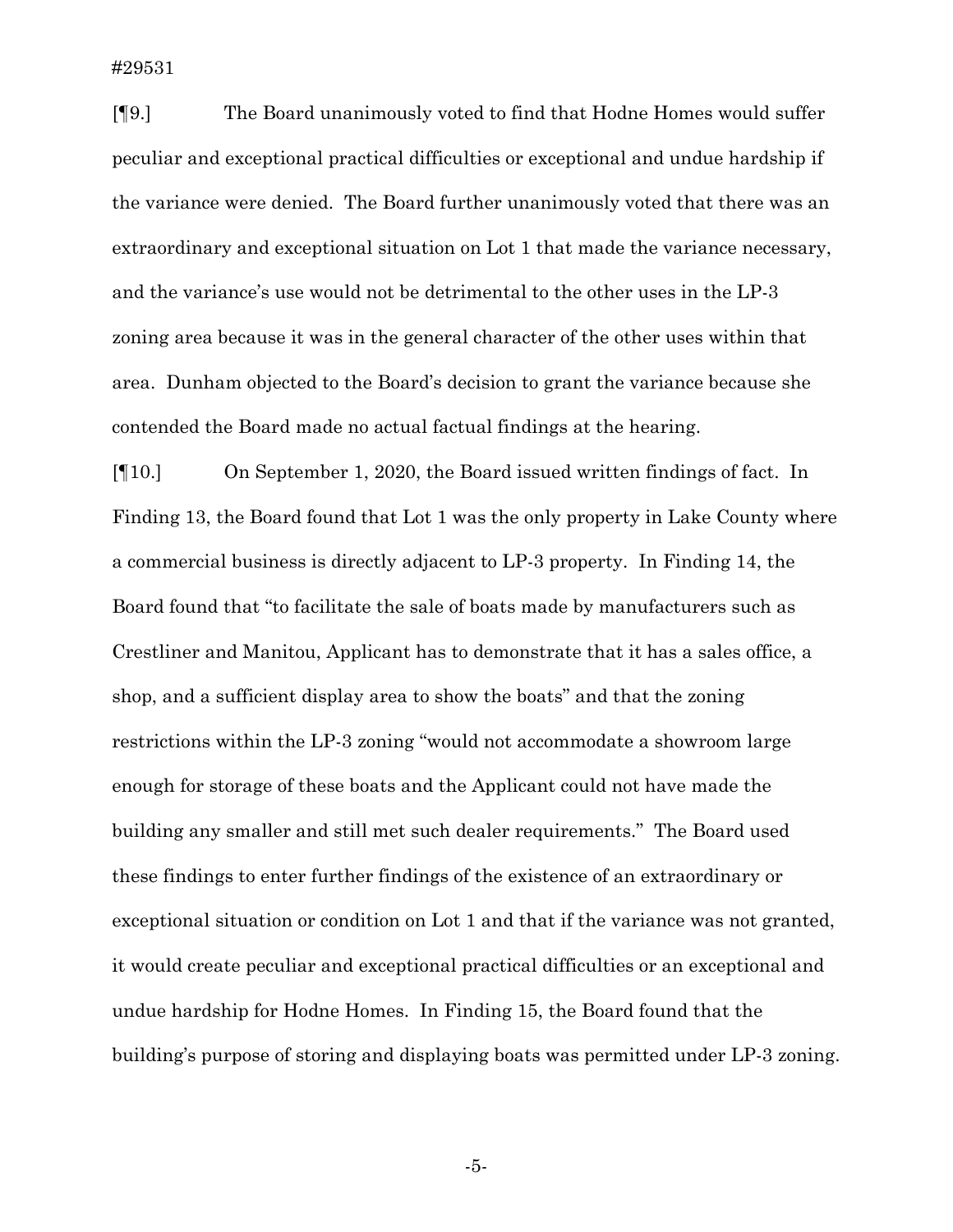[¶9.] The Board unanimously voted to find that Hodne Homes would suffer peculiar and exceptional practical difficulties or exceptional and undue hardship if the variance were denied. The Board further unanimously voted that there was an extraordinary and exceptional situation on Lot 1 that made the variance necessary, and the variance's use would not be detrimental to the other uses in the LP-3 zoning area because it was in the general character of the other uses within that area. Dunham objected to the Board's decision to grant the variance because she contended the Board made no actual factual findings at the hearing.

[¶10.] On September 1, 2020, the Board issued written findings of fact. In Finding 13, the Board found that Lot 1 was the only property in Lake County where a commercial business is directly adjacent to LP-3 property. In Finding 14, the Board found that "to facilitate the sale of boats made by manufacturers such as Crestliner and Manitou, Applicant has to demonstrate that it has a sales office, a shop, and a sufficient display area to show the boats" and that the zoning restrictions within the LP-3 zoning "would not accommodate a showroom large enough for storage of these boats and the Applicant could not have made the building any smaller and still met such dealer requirements." The Board used these findings to enter further findings of the existence of an extraordinary or exceptional situation or condition on Lot 1 and that if the variance was not granted, it would create peculiar and exceptional practical difficulties or an exceptional and undue hardship for Hodne Homes. In Finding 15, the Board found that the building's purpose of storing and displaying boats was permitted under LP-3 zoning.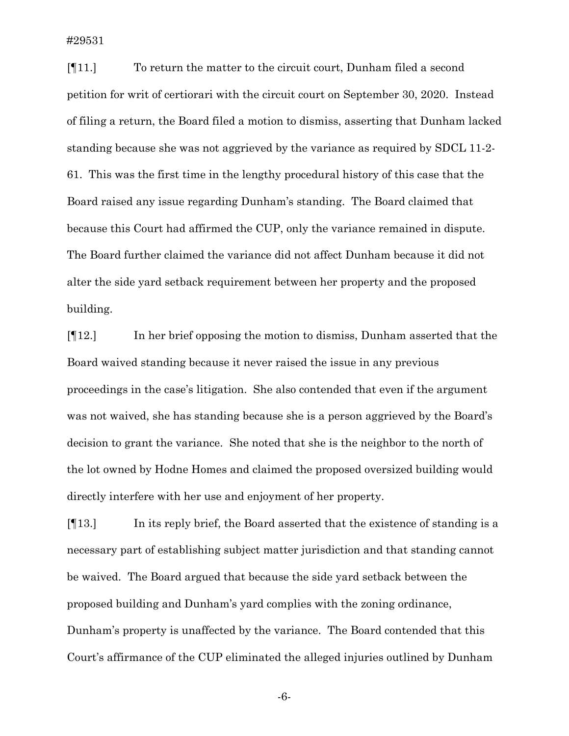[¶11.] To return the matter to the circuit court, Dunham filed a second petition for writ of certiorari with the circuit court on September 30, 2020. Instead of filing a return, the Board filed a motion to dismiss, asserting that Dunham lacked standing because she was not aggrieved by the variance as required by SDCL 11-2-61. This was the first time in the lengthy procedural history of this case that the Board raised any issue regarding Dunham's standing. The Board claimed that because this Court had affirmed the CUP, only the variance remained in dispute. The Board further claimed the variance did not affect Dunham because it did not alter the side yard setback requirement between her property and the proposed building.

[¶12.] In her brief opposing the motion to dismiss, Dunham asserted that the Board waived standing because it never raised the issue in any previous proceedings in the case's litigation. She also contended that even if the argument was not waived, she has standing because she is a person aggrieved by the Board's decision to grant the variance. She noted that she is the neighbor to the north of the lot owned by Hodne Homes and claimed the proposed oversized building would directly interfere with her use and enjoyment of her property.

[¶13.] In its reply brief, the Board asserted that the existence of standing is a necessary part of establishing subject matter jurisdiction and that standing cannot be waived. The Board argued that because the side yard setback between the proposed building and Dunham's yard complies with the zoning ordinance, Dunham's property is unaffected by the variance. The Board contended that this Court's affirmance of the CUP eliminated the alleged injuries outlined by Dunham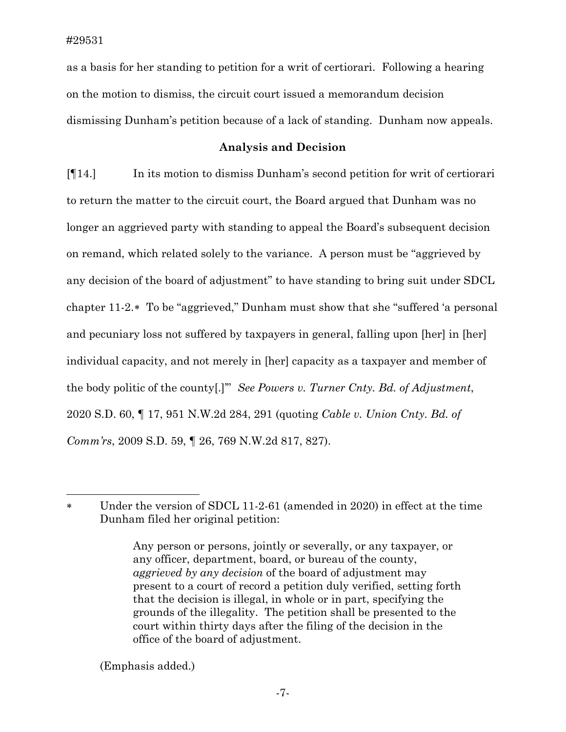as a basis for her standing to petition for a writ of certiorari. Following a hearing on the motion to dismiss, the circuit court issued a memorandum decision dismissing Dunham's petition because of a lack of standing. Dunham now appeals.

### Analysis and Decision

[¶14.] In its motion to dismiss Dunham's second petition for writ of certiorari to return the matter to the circuit court, the Board argued that Dunham was no longer an aggrieved party with standing to appeal the Board's subsequent decision on remand, which related solely to the variance. A person must be "aggrieved by any decision of the board of adjustment" to have standing to bring suit under SDCL chapter 11-2.* To be "aggrieved," Dunham must show that she "suffered 'a personal and pecuniary loss not suffered by taxpayers in general, falling upon [her] in [her] individual capacity, and not merely in [her] capacity as a taxpayer and member of the body politic of the county[.]'" *See Powers v. Turner Cnty. Bd. of Adjustment*, 2020 S.D. 60, ¶ 17, 951 N.W.2d 284, 291 (quoting *Cable v. Union Cnty. Bd. of Comm'rs*, 2009 S.D. 59, ¶ 26, 769 N.W.2d 817, 827).

---

\* Under the version of SDCL 11-2-61 (amended in 2020) in effect at the time Dunham filed her original petition:

> Any person or persons, jointly or severally, or any taxpayer, or any officer, department, board, or bureau of the county, *aggrieved by any decision* of the board of adjustment may present to a court of record a petition duly verified, setting forth that the decision is illegal, in whole or in part, specifying the grounds of the illegality. The petition shall be presented to the court within thirty days after the filing of the decision in the office of the board of adjustment.

(Emphasis added.)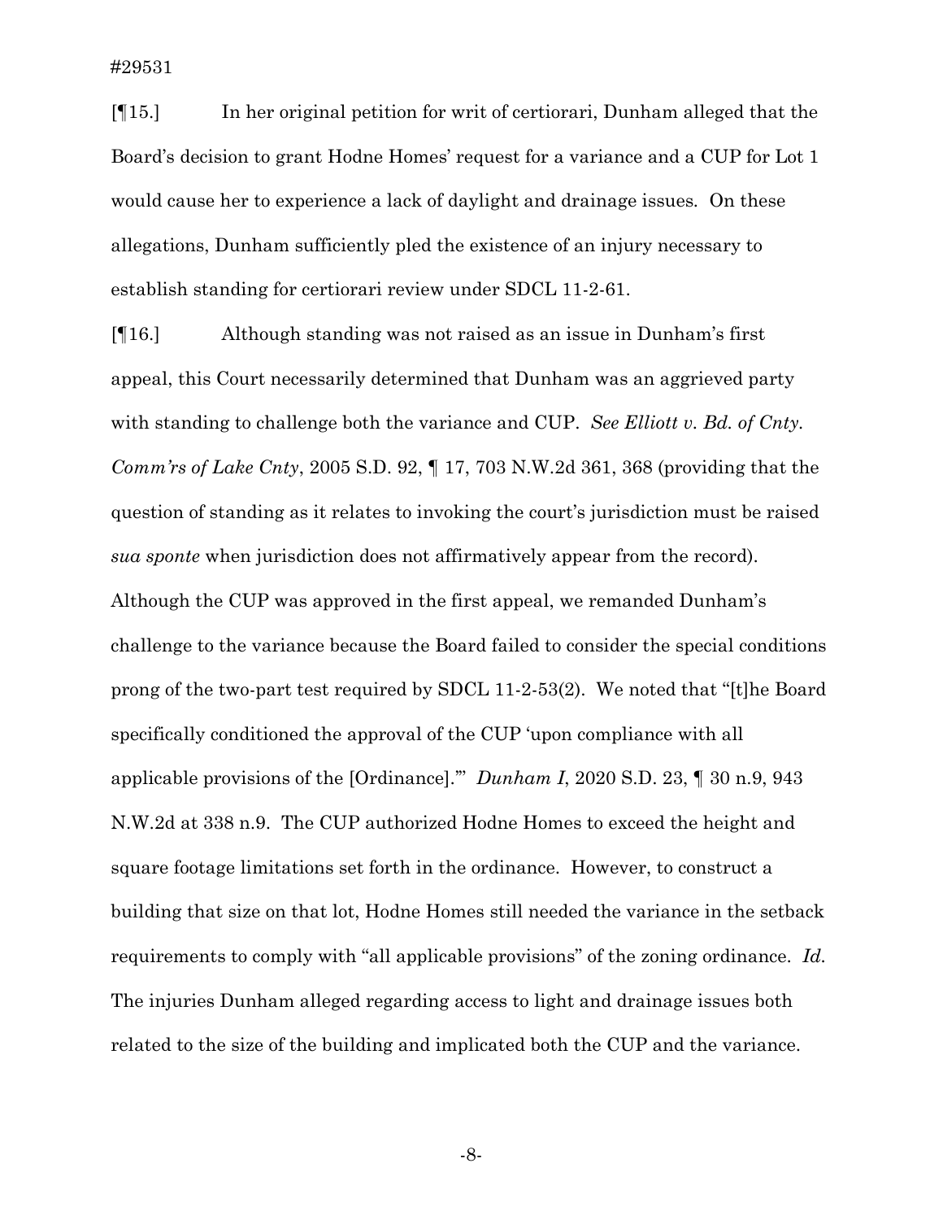[¶15.] In her original petition for writ of certiorari, Dunham alleged that the Board's decision to grant Hodne Homes' request for a variance and a CUP for Lot 1 would cause her to experience a lack of daylight and drainage issues. On these allegations, Dunham sufficiently pled the existence of an injury necessary to establish standing for certiorari review under SDCL 11-2-61.

[¶16.] Although standing was not raised as an issue in Dunham's first appeal, this Court necessarily determined that Dunham was an aggrieved party with standing to challenge both the variance and CUP. *See Elliott v. Bd. of Cnty. Comm'rs of Lake Cnty*, 2005 S.D. 92, ¶ 17, 703 N.W.2d 361, 368 (providing that the question of standing as it relates to invoking the court's jurisdiction must be raised *sua sponte* when jurisdiction does not affirmatively appear from the record). Although the CUP was approved in the first appeal, we remanded Dunham's challenge to the variance because the Board failed to consider the special conditions prong of the two-part test required by SDCL 11-2-53(2). We noted that "[t]he Board specifically conditioned the approval of the CUP 'upon compliance with all applicable provisions of the [Ordinance].'" *Dunham I*, 2020 S.D. 23, ¶ 30 n.9, 943 N.W.2d at 338 n.9. The CUP authorized Hodne Homes to exceed the height and square footage limitations set forth in the ordinance. However, to construct a building that size on that lot, Hodne Homes still needed the variance in the setback requirements to comply with "all applicable provisions" of the zoning ordinance. *Id.* The injuries Dunham alleged regarding access to light and drainage issues both related to the size of the building and implicated both the CUP and the variance.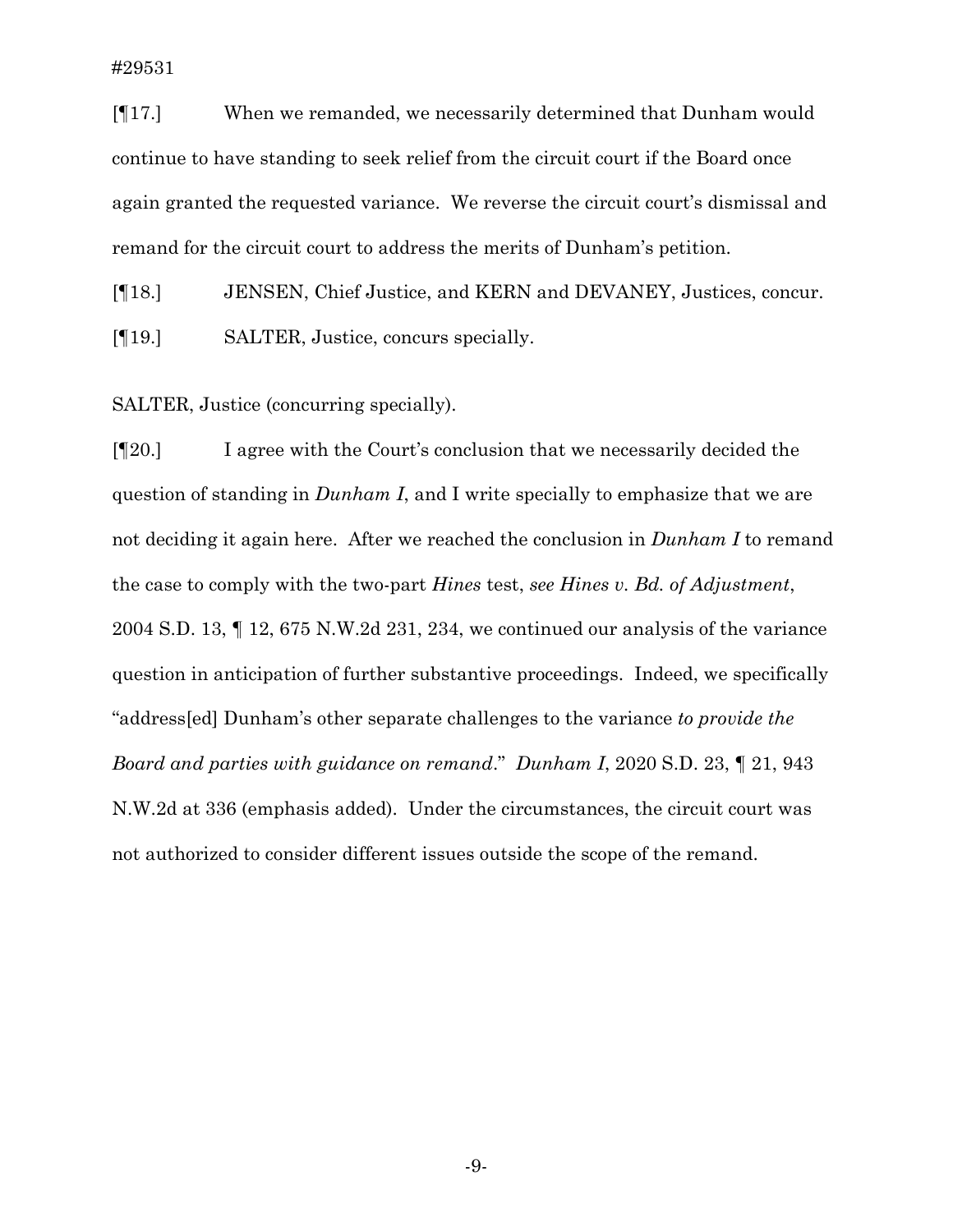[¶17.] When we remanded, we necessarily determined that Dunham would continue to have standing to seek relief from the circuit court if the Board once again granted the requested variance. We reverse the circuit court's dismissal and remand for the circuit court to address the merits of Dunham's petition.

[¶18.] JENSEN, Chief Justice, and KERN and DEVANEY, Justices, concur.

[¶19.] SALTER, Justice, concurs specially.

SALTER, Justice (concurring specially).

[¶20.] I agree with the Court's conclusion that we necessarily decided the question of standing in *Dunham I*, and I write specially to emphasize that we are not deciding it again here. After we reached the conclusion in *Dunham I* to remand the case to comply with the two-part *Hines* test, *see Hines v. Bd. of Adjustment*, 2004 S.D. 13, ¶ 12, 675 N.W.2d 231, 234, we continued our analysis of the variance question in anticipation of further substantive proceedings. Indeed, we specifically "address[ed] Dunham's other separate challenges to the variance *to provide the Board and parties with guidance on remand*." *Dunham I*, 2020 S.D. 23, ¶ 21, 943 N.W.2d at 336 (emphasis added). Under the circumstances, the circuit court was not authorized to consider different issues outside the scope of the remand.